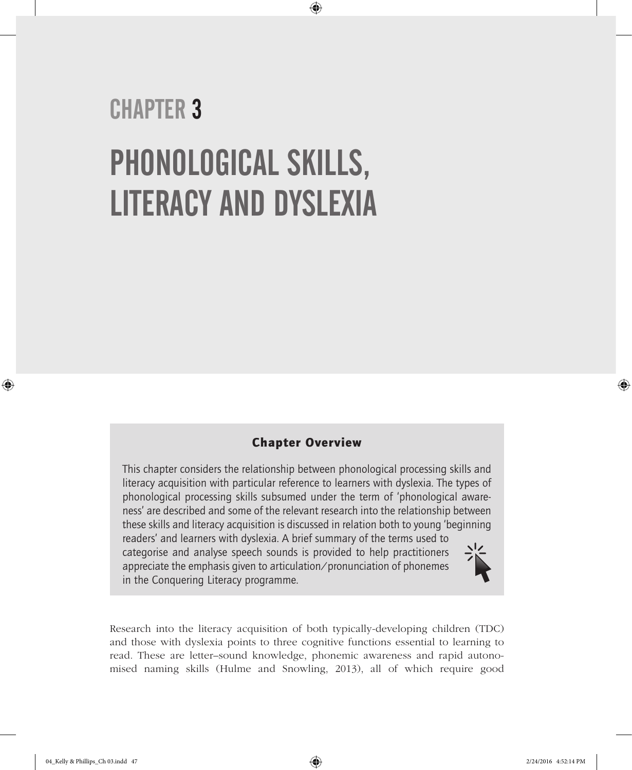# CHAPTER 3

# PHONOLOGICAL SKILLS, LITERACY AND DYSLEXIA

### Chapter Overview

This chapter considers the relationship between phonological processing skills and literacy acquisition with particular reference to learners with dyslexia. The types of phonological processing skills subsumed under the term of 'phonological awareness' are described and some of the relevant research into the relationship between these skills and literacy acquisition is discussed in relation both to young 'beginning readers' and learners with dyslexia. A brief summary of the terms used to categorise and analyse speech sounds is provided to help practitioners appreciate the emphasis given to articulation/pronunciation of phonemes in the Conquering Literacy programme.

Research into the literacy acquisition of both typically-developing children (TDC) and those with dyslexia points to three cognitive functions essential to learning to read. These are letter–sound knowledge, phonemic awareness and rapid autonomised naming skills (Hulme and Snowling, 2013), all of which require good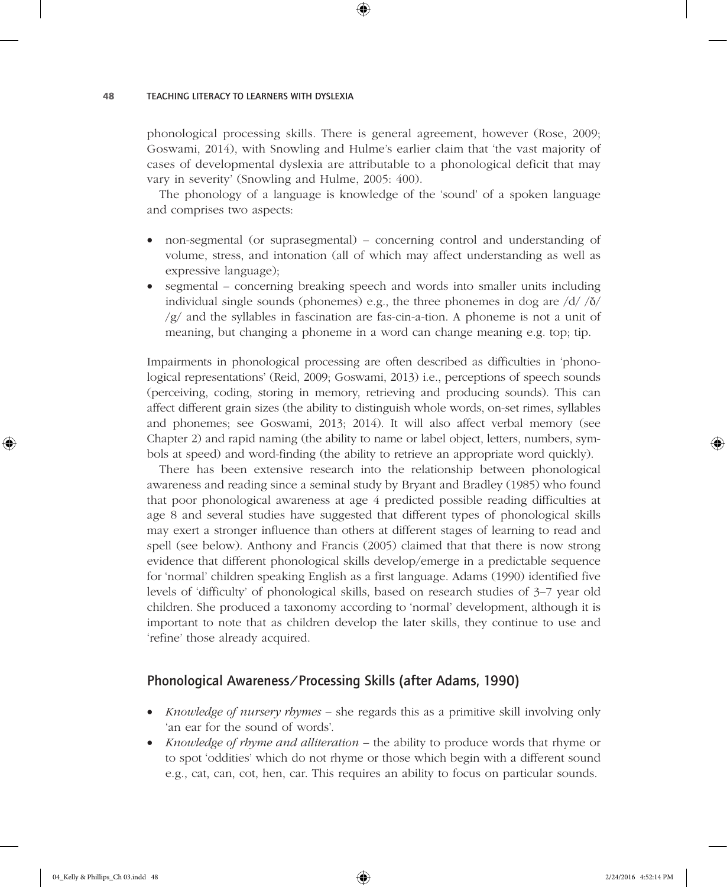phonological processing skills. There is general agreement, however (Rose, 2009; Goswami, 2014), with Snowling and Hulme's earlier claim that 'the vast majority of cases of developmental dyslexia are attributable to a phonological deficit that may vary in severity' (Snowling and Hulme, 2005: 400).

The phonology of a language is knowledge of the 'sound' of a spoken language and comprises two aspects:

- non-segmental (or suprasegmental) – concerning control and understanding of volume, stress, and intonation (all of which may affect understanding as well as expressive language);
- segmental – concerning breaking speech and words into smaller units including individual single sounds (phonemes) e.g., the three phonemes in dog are /d/ /ŏ/ /g/ and the syllables in fascination are fas-cin-a-tion. A phoneme is not a unit of meaning, but changing a phoneme in a word can change meaning e.g. top; tip.

Impairments in phonological processing are often described as difficulties in 'phonological representations' (Reid, 2009; Goswami, 2013) i.e., perceptions of speech sounds (perceiving, coding, storing in memory, retrieving and producing sounds). This can affect different grain sizes (the ability to distinguish whole words, on-set rimes, syllables and phonemes; see Goswami, 2013; 2014). It will also affect verbal memory (see Chapter 2) and rapid naming (the ability to name or label object, letters, numbers, symbols at speed) and word-finding (the ability to retrieve an appropriate word quickly).

There has been extensive research into the relationship between phonological awareness and reading since a seminal study by Bryant and Bradley (1985) who found that poor phonological awareness at age 4 predicted possible reading difficulties at age 8 and several studies have suggested that different types of phonological skills may exert a stronger influence than others at different stages of learning to read and spell (see below). Anthony and Francis (2005) claimed that that there is now strong evidence that different phonological skills develop/emerge in a predictable sequence for 'normal' children speaking English as a first language. Adams (1990) identified five levels of 'difficulty' of phonological skills, based on research studies of 3–7 year old children. She produced a taxonomy according to 'normal' development, although it is important to note that as children develop the later skills, they continue to use and 'refine' those already acquired.

## Phonological Awareness/Processing Skills (after Adams, 1990)

- *Knowledge of nursery rhymes* – she regards this as a primitive skill involving only 'an ear for the sound of words'.
- *Knowledge of rhyme and alliteration* – the ability to produce words that rhyme or to spot 'oddities' which do not rhyme or those which begin with a different sound e.g., cat, can, cot, hen, car. This requires an ability to focus on particular sounds.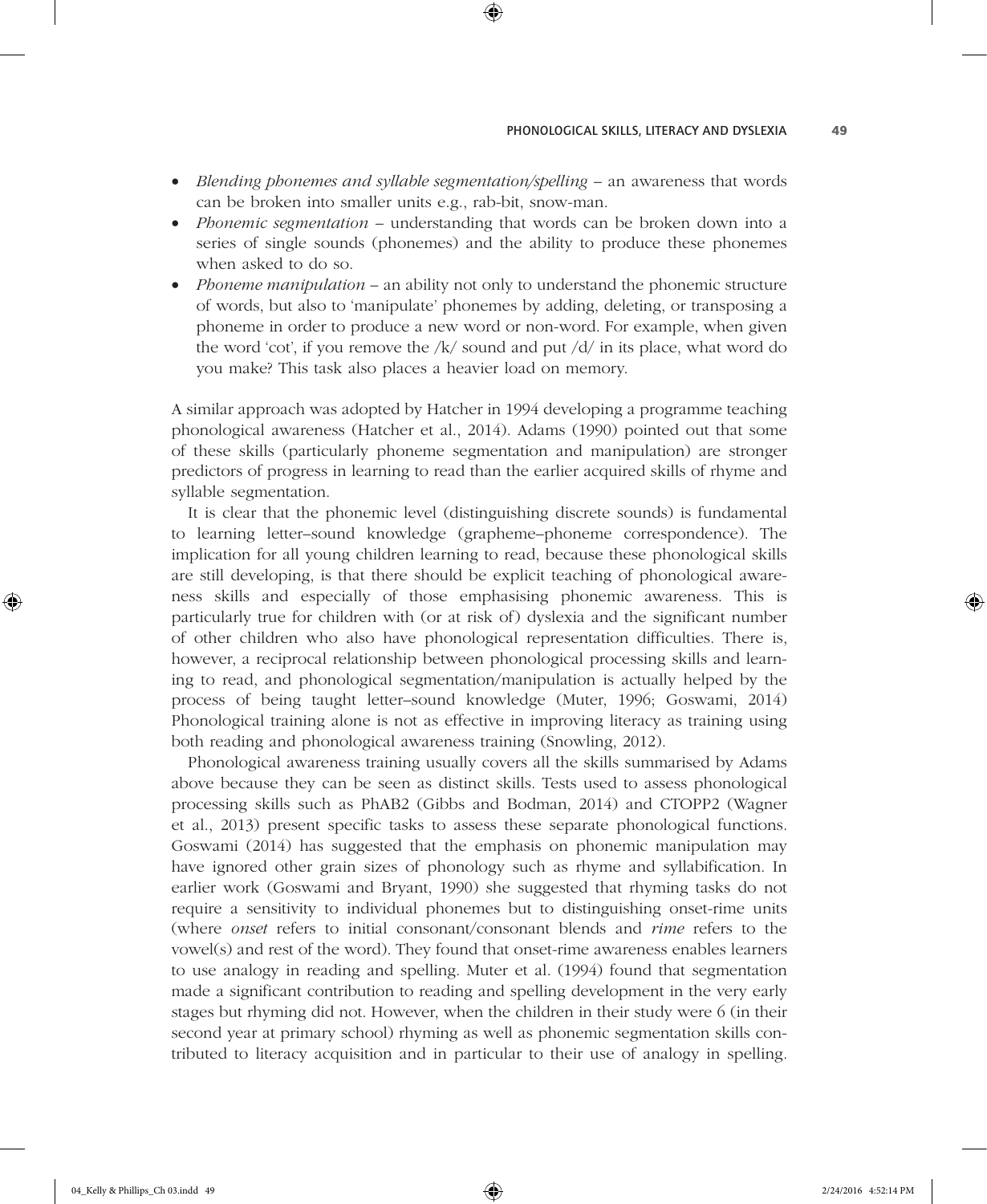- *Blending phonemes and syllable segmentation/spelling* – an awareness that words can be broken into smaller units e.g., rab-bit, snow-man.
- *Phonemic segmentation* – understanding that words can be broken down into a series of single sounds (phonemes) and the ability to produce these phonemes when asked to do so.
- *Phoneme manipulation* – an ability not only to understand the phonemic structure of words, but also to 'manipulate' phonemes by adding, deleting, or transposing a phoneme in order to produce a new word or non-word. For example, when given the word 'cot', if you remove the /k/ sound and put /d/ in its place, what word do you make? This task also places a heavier load on memory.

A similar approach was adopted by Hatcher in 1994 developing a programme teaching phonological awareness (Hatcher et al., 2014). Adams (1990) pointed out that some of these skills (particularly phoneme segmentation and manipulation) are stronger predictors of progress in learning to read than the earlier acquired skills of rhyme and syllable segmentation.

It is clear that the phonemic level (distinguishing discrete sounds) is fundamental to learning letter–sound knowledge (grapheme–phoneme correspondence). The implication for all young children learning to read, because these phonological skills are still developing, is that there should be explicit teaching of phonological awareness skills and especially of those emphasising phonemic awareness. This is particularly true for children with (or at risk of) dyslexia and the significant number of other children who also have phonological representation difficulties. There is, however, a reciprocal relationship between phonological processing skills and learning to read, and phonological segmentation/manipulation is actually helped by the process of being taught letter–sound knowledge (Muter, 1996; Goswami, 2014) Phonological training alone is not as effective in improving literacy as training using both reading and phonological awareness training (Snowling, 2012).

Phonological awareness training usually covers all the skills summarised by Adams above because they can be seen as distinct skills. Tests used to assess phonological processing skills such as PhAB2 (Gibbs and Bodman, 2014) and CTOPP2 (Wagner et al., 2013) present specific tasks to assess these separate phonological functions. Goswami (2014) has suggested that the emphasis on phonemic manipulation may have ignored other grain sizes of phonology such as rhyme and syllabification. In earlier work (Goswami and Bryant, 1990) she suggested that rhyming tasks do not require a sensitivity to individual phonemes but to distinguishing onset-rime units (where *onset* refers to initial consonant/consonant blends and *rime* refers to the vowel(s) and rest of the word). They found that onset-rime awareness enables learners to use analogy in reading and spelling. Muter et al. (1994) found that segmentation made a significant contribution to reading and spelling development in the very early stages but rhyming did not. However, when the children in their study were 6 (in their second year at primary school) rhyming as well as phonemic segmentation skills contributed to literacy acquisition and in particular to their use of analogy in spelling.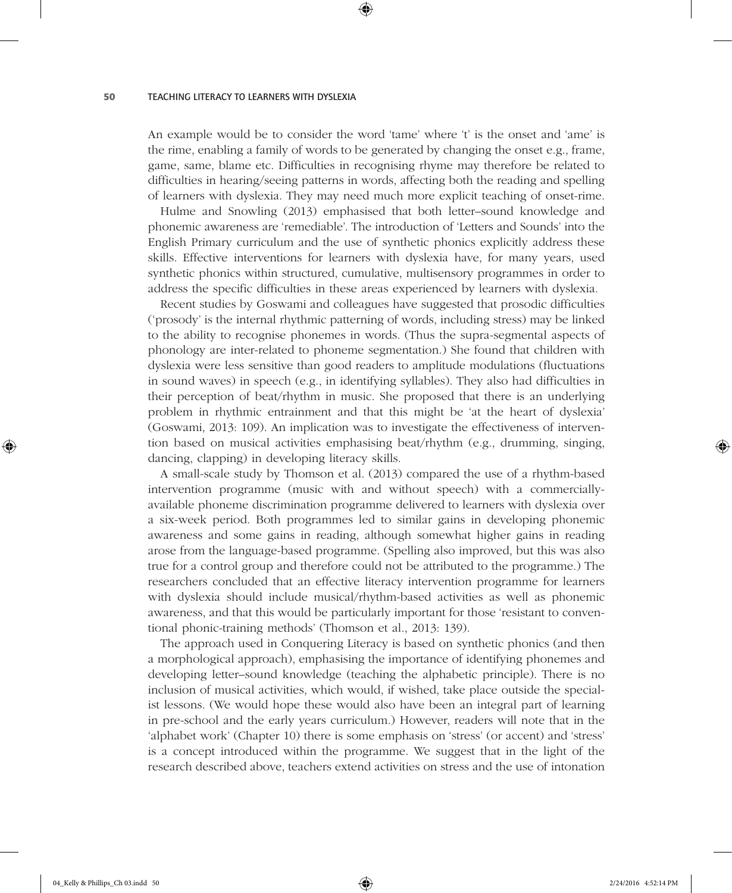An example would be to consider the word 'tame' where 't' is the onset and 'ame' is the rime, enabling a family of words to be generated by changing the onset e.g., frame, game, same, blame etc. Difficulties in recognising rhyme may therefore be related to difficulties in hearing/seeing patterns in words, affecting both the reading and spelling of learners with dyslexia. They may need much more explicit teaching of onset-rime.

Hulme and Snowling (2013) emphasised that both letter–sound knowledge and phonemic awareness are 'remediable'. The introduction of 'Letters and Sounds' into the English Primary curriculum and the use of synthetic phonics explicitly address these skills. Effective interventions for learners with dyslexia have, for many years, used synthetic phonics within structured, cumulative, multisensory programmes in order to address the specific difficulties in these areas experienced by learners with dyslexia.

Recent studies by Goswami and colleagues have suggested that prosodic difficulties ('prosody' is the internal rhythmic patterning of words, including stress) may be linked to the ability to recognise phonemes in words. (Thus the supra-segmental aspects of phonology are inter-related to phoneme segmentation.) She found that children with dyslexia were less sensitive than good readers to amplitude modulations (fluctuations in sound waves) in speech (e.g., in identifying syllables). They also had difficulties in their perception of beat/rhythm in music. She proposed that there is an underlying problem in rhythmic entrainment and that this might be 'at the heart of dyslexia' (Goswami, 2013: 109). An implication was to investigate the effectiveness of intervention based on musical activities emphasising beat/rhythm (e.g., drumming, singing, dancing, clapping) in developing literacy skills.

A small-scale study by Thomson et al. (2013) compared the use of a rhythm-based intervention programme (music with and without speech) with a commercially-available phoneme discrimination programme delivered to learners with dyslexia over a six-week period. Both programmes led to similar gains in developing phonemic awareness and some gains in reading, although somewhat higher gains in reading arose from the language-based programme. (Spelling also improved, but this was also true for a control group and therefore could not be attributed to the programme.) The researchers concluded that an effective literacy intervention programme for learners with dyslexia should include musical/rhythm-based activities as well as phonemic awareness, and that this would be particularly important for those 'resistant to conventional phonic-training methods' (Thomson et al., 2013: 139).

The approach used in Conquering Literacy is based on synthetic phonics (and then a morphological approach), emphasising the importance of identifying phonemes and developing letter–sound knowledge (teaching the alphabetic principle). There is no inclusion of musical activities, which would, if wished, take place outside the specialist lessons. (We would hope these would also have been an integral part of learning in pre-school and the early years curriculum.) However, readers will note that in the 'alphabet work' (Chapter 10) there is some emphasis on 'stress' (or accent) and 'stress' is a concept introduced within the programme. We suggest that in the light of the research described above, teachers extend activities on stress and the use of intonation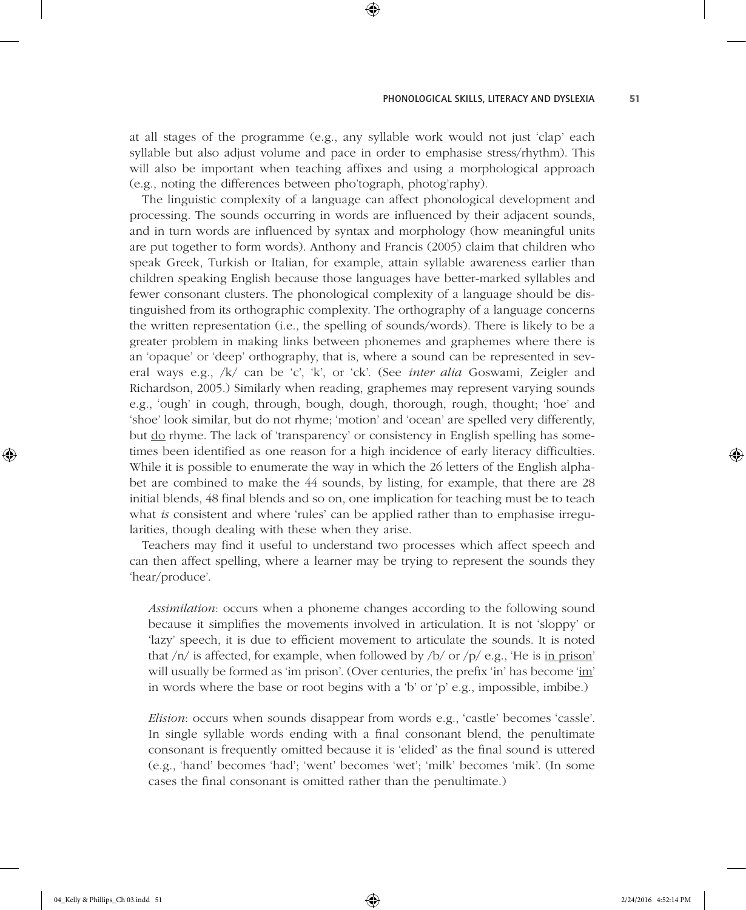at all stages of the programme (e.g., any syllable work would not just 'clap' each syllable but also adjust volume and pace in order to emphasise stress/rhythm). This will also be important when teaching affixes and using a morphological approach (e.g., noting the differences between pho'tograph, photog'raphy).

The linguistic complexity of a language can affect phonological development and processing. The sounds occurring in words are influenced by their adjacent sounds, and in turn words are influenced by syntax and morphology (how meaningful units are put together to form words). Anthony and Francis (2005) claim that children who speak Greek, Turkish or Italian, for example, attain syllable awareness earlier than children speaking English because those languages have better-marked syllables and fewer consonant clusters. The phonological complexity of a language should be distinguished from its orthographic complexity. The orthography of a language concerns the written representation (i.e., the spelling of sounds/words). There is likely to be a greater problem in making links between phonemes and graphemes where there is an 'opaque' or 'deep' orthography, that is, where a sound can be represented in several ways e.g., /k/ can be 'c', 'k', or 'ck'. (See *inter alia* Goswami, Zeigler and Richardson, 2005.) Similarly when reading, graphemes may represent varying sounds e.g., 'ough' in cough, through, bough, dough, thorough, rough, thought; 'hoe' and 'shoe' look similar, but do not rhyme; 'motion' and 'ocean' are spelled very differently, but <u>do</u> rhyme. The lack of 'transparency' or consistency in English spelling has sometimes been identified as one reason for a high incidence of early literacy difficulties. While it is possible to enumerate the way in which the 26 letters of the English alphabet are combined to make the 44 sounds, by listing, for example, that there are 28 initial blends, 48 final blends and so on, one implication for teaching must be to teach what *is* consistent and where 'rules' can be applied rather than to emphasise irregularities, though dealing with these when they arise.

Teachers may find it useful to understand two processes which affect speech and can then affect spelling, where a learner may be trying to represent the sounds they 'hear/produce'.

> *Assimilation*: occurs when a phoneme changes according to the following sound because it simplifies the movements involved in articulation. It is not 'sloppy' or 'lazy' speech, it is due to efficient movement to articulate the sounds. It is noted that /n/ is affected, for example, when followed by /b/ or /p/ e.g., 'He is <u>in prison</u>' will usually be formed as 'im prison'. (Over centuries, the prefix 'in' has become '<u>im</u>' in words where the base or root begins with a 'b' or 'p' e.g., impossible, imbibe.)
>
> *Elision*: occurs when sounds disappear from words e.g., 'castle' becomes 'cassle'. In single syllable words ending with a final consonant blend, the penultimate consonant is frequently omitted because it is 'elided' as the final sound is uttered (e.g., 'hand' becomes 'had'; 'went' becomes 'wet'; 'milk' becomes 'mik'. (In some cases the final consonant is omitted rather than the penultimate.)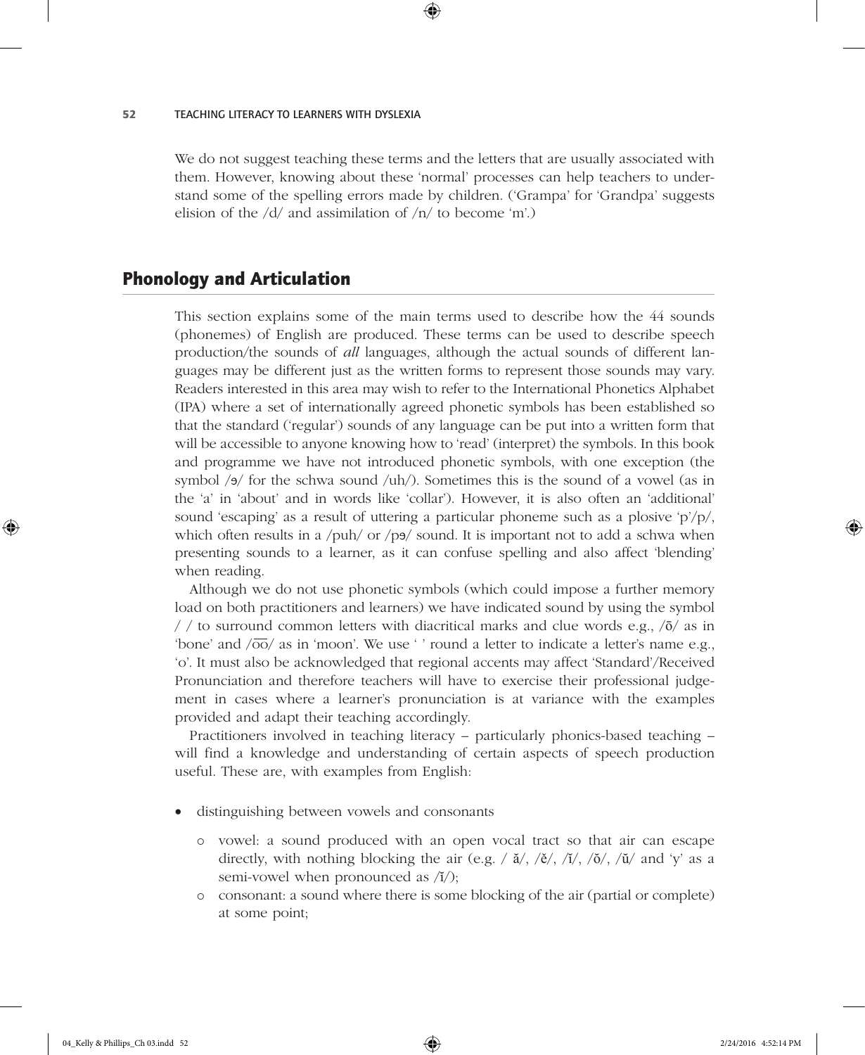We do not suggest teaching these terms and the letters that are usually associated with them. However, knowing about these 'normal' processes can help teachers to understand some of the spelling errors made by children. ('Grampa' for 'Grandpa' suggests elision of the /d/ and assimilation of /n/ to become 'm'.)

## Phonology and Articulation

This section explains some of the main terms used to describe how the 44 sounds (phonemes) of English are produced. These terms can be used to describe speech production/the sounds of *all* languages, although the actual sounds of different languages may be different just as the written forms to represent those sounds may vary. Readers interested in this area may wish to refer to the International Phonetics Alphabet (IPA) where a set of internationally agreed phonetic symbols has been established so that the standard ('regular') sounds of any language can be put into a written form that will be accessible to anyone knowing how to 'read' (interpret) the symbols. In this book and programme we have not introduced phonetic symbols, with one exception (the symbol /ə/ for the schwa sound /uh/). Sometimes this is the sound of a vowel (as in the 'a' in 'about' and in words like 'collar'). However, it is also often an 'additional' sound 'escaping' as a result of uttering a particular phoneme such as a plosive 'p'/p/, which often results in a /puh/ or /pə/ sound. It is important not to add a schwa when presenting sounds to a learner, as it can confuse spelling and also affect 'blending' when reading.

Although we do not use phonetic symbols (which could impose a further memory load on both practitioners and learners) we have indicated sound by using the symbol / / to surround common letters with diacritical marks and clue words e.g., /ō/ as in 'bone' and /o͞o/ as in 'moon'. We use ' ' round a letter to indicate a letter's name e.g., 'o'. It must also be acknowledged that regional accents may affect 'Standard'/Received Pronunciation and therefore teachers will have to exercise their professional judgement in cases where a learner's pronunciation is at variance with the examples provided and adapt their teaching accordingly.

Practitioners involved in teaching literacy – particularly phonics-based teaching – will find a knowledge and understanding of certain aspects of speech production useful. These are, with examples from English:

- distinguishing between vowels and consonants
  - vowel: a sound produced with an open vocal tract so that air can escape directly, with nothing blocking the air (e.g. / ă/, /ĕ/, /ĭ/, /ŏ/, /ŭ/ and 'y' as a semi-vowel when pronounced as /ĭ/);
  - consonant: a sound where there is some blocking of the air (partial or complete) at some point;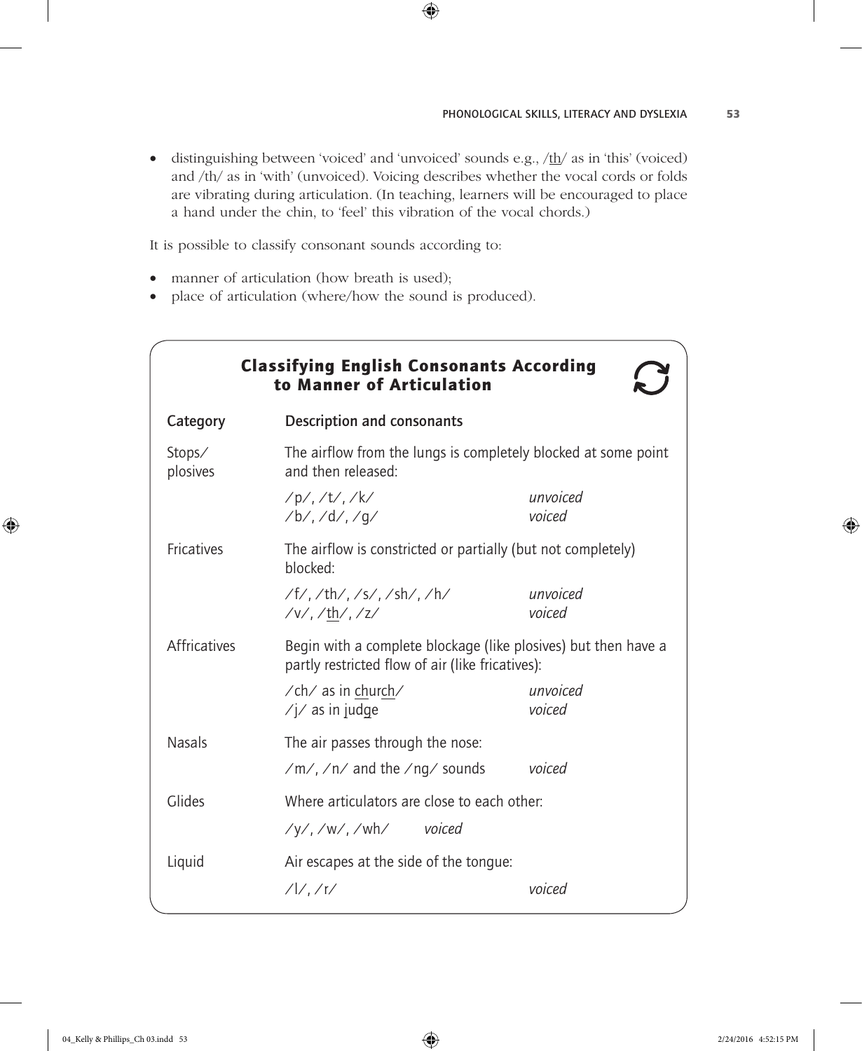- distinguishing between 'voiced' and 'unvoiced' sounds e.g., /<u>th</u>/ as in 'this' (voiced) and /th/ as in 'with' (unvoiced). Voicing describes whether the vocal cords or folds are vibrating during articulation. (In teaching, learners will be encouraged to place a hand under the chin, to 'feel' this vibration of the vocal chords.)

It is possible to classify consonant sounds according to:

- manner of articulation (how breath is used);
- place of articulation (where/how the sound is produced).

### Classifying English Consonants According to Manner of Articulation

| Category | Description and consonants | |
|---|---|---|
| Stops/ plosives | The airflow from the lungs is completely blocked at some point and then released: | |
| | /p/, /t/, /k/ | *unvoiced* |
| | /b/, /d/, /g/ | *voiced* |
| Fricatives | The airflow is constricted or partially (but not completely) blocked: | |
| | /f/, /th/, /s/, /sh/, /h/ | *unvoiced* |
| | /v/, /<u>th</u>/, /z/ | *voiced* |
| Affricatives | Begin with a complete blockage (like plosives) but then have a partly restricted flow of air (like fricatives): | |
| | /ch/ as in <u>ch</u>ur<u>ch</u>/ | *unvoiced* |
| | /j/ as in <u>j</u>ud<u>g</u>e | *voiced* |
| Nasals | The air passes through the nose: | |
| | /m/, /n/ and the /ng/ sounds | *voiced* |
| Glides | Where articulators are close to each other: | |
| | /y/, /w/, /wh/ *voiced* | |
| Liquid | Air escapes at the side of the tongue: | |
| | /l/, /r/ | *voiced* |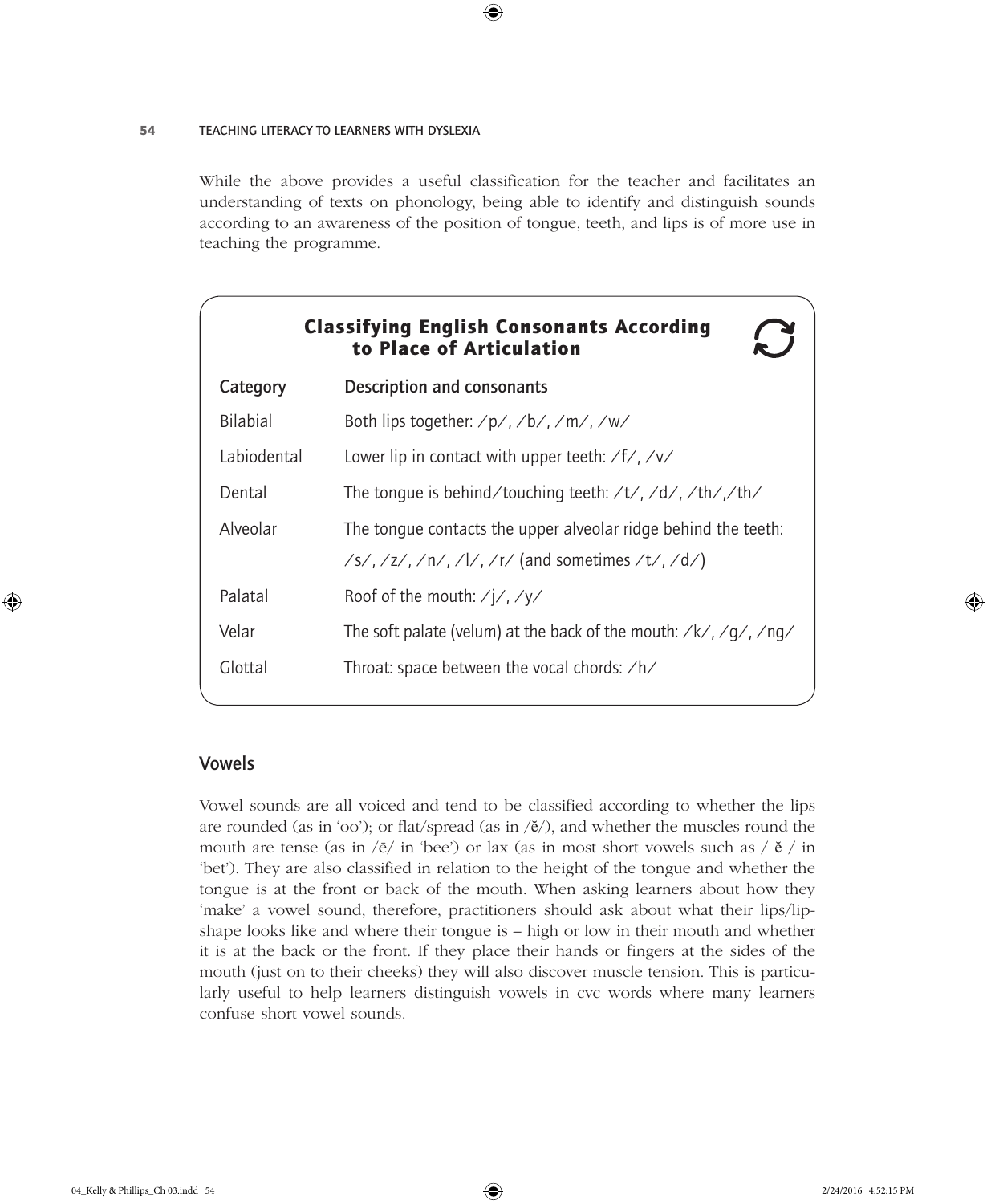While the above provides a useful classification for the teacher and facilitates an understanding of texts on phonology, being able to identify and distinguish sounds according to an awareness of the position of tongue, teeth, and lips is of more use in teaching the programme.

### Classifying English Consonants According to Place of Articulation

| Category | Description and consonants |
|---|---|
| Bilabial | Both lips together: /p/, /b/, /m/, /w/ |
| Labiodental | Lower lip in contact with upper teeth: /f/, /v/ |
| Dental | The tongue is behind/touching teeth: /t/, /d/, /th/,/<u>th</u>/ |
| Alveolar | The tongue contacts the upper alveolar ridge behind the teeth: /s/, /z/, /n/, /l/, /r/ (and sometimes /t/, /d/) |
| Palatal | Roof of the mouth: /j/, /y/ |
| Velar | The soft palate (velum) at the back of the mouth: /k/, /g/, /ng/ |
| Glottal | Throat: space between the vocal chords: /h/ |

## Vowels

Vowel sounds are all voiced and tend to be classified according to whether the lips are rounded (as in 'oo'); or flat/spread (as in /ĕ/), and whether the muscles round the mouth are tense (as in /ē/ in 'bee') or lax (as in most short vowels such as / ĕ / in 'bet'). They are also classified in relation to the height of the tongue and whether the tongue is at the front or back of the mouth. When asking learners about how they 'make' a vowel sound, therefore, practitioners should ask about what their lips/lip-shape looks like and where their tongue is – high or low in their mouth and whether it is at the back or the front. If they place their hands or fingers at the sides of the mouth (just on to their cheeks) they will also discover muscle tension. This is particularly useful to help learners distinguish vowels in cvc words where many learners confuse short vowel sounds.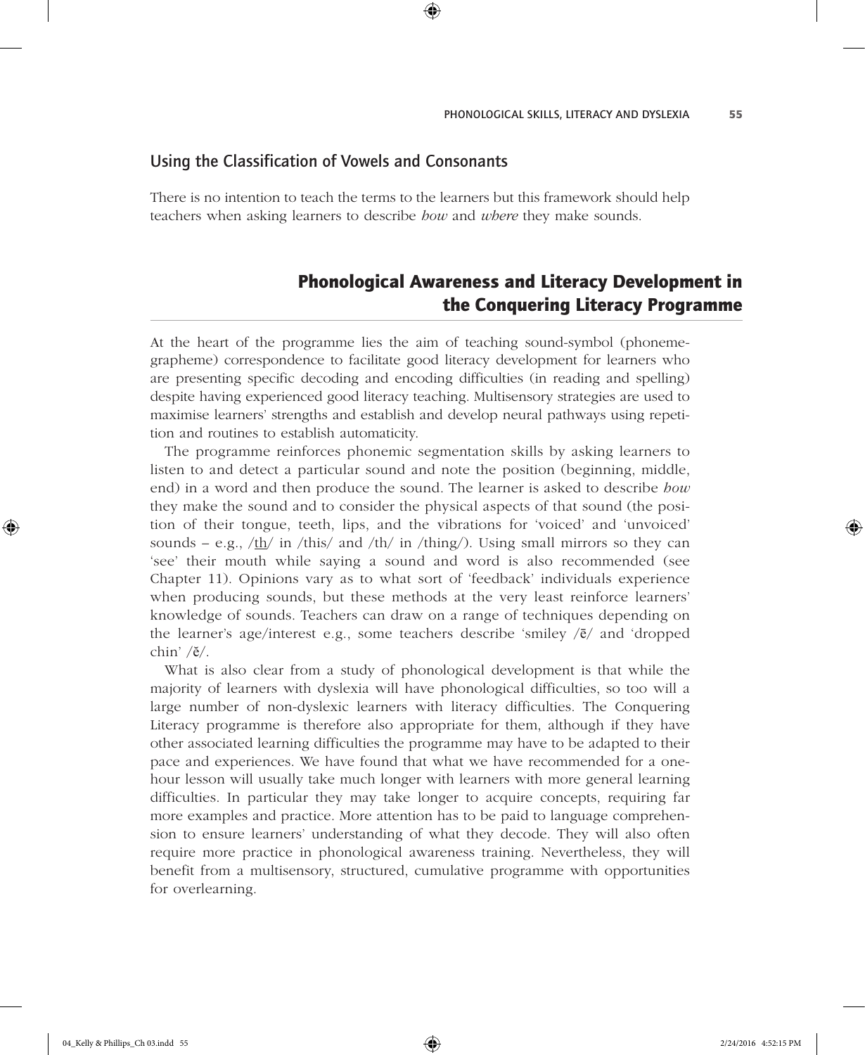### Using the Classification of Vowels and Consonants

There is no intention to teach the terms to the learners but this framework should help teachers when asking learners to describe *how* and *where* they make sounds.

## Phonological Awareness and Literacy Development in the Conquering Literacy Programme

At the heart of the programme lies the aim of teaching sound-symbol (phoneme-grapheme) correspondence to facilitate good literacy development for learners who are presenting specific decoding and encoding difficulties (in reading and spelling) despite having experienced good literacy teaching. Multisensory strategies are used to maximise learners' strengths and establish and develop neural pathways using repetition and routines to establish automaticity.

The programme reinforces phonemic segmentation skills by asking learners to listen to and detect a particular sound and note the position (beginning, middle, end) in a word and then produce the sound. The learner is asked to describe *how* they make the sound and to consider the physical aspects of that sound (the position of their tongue, teeth, lips, and the vibrations for 'voiced' and 'unvoiced' sounds – e.g., /<u>th</u>/ in /this/ and /th/ in /thing/). Using small mirrors so they can 'see' their mouth while saying a sound and word is also recommended (see Chapter 11). Opinions vary as to what sort of 'feedback' individuals experience when producing sounds, but these methods at the very least reinforce learners' knowledge of sounds. Teachers can draw on a range of techniques depending on the learner's age/interest e.g., some teachers describe 'smiley /ē/ and 'dropped chin' /ĕ/.

What is also clear from a study of phonological development is that while the majority of learners with dyslexia will have phonological difficulties, so too will a large number of non-dyslexic learners with literacy difficulties. The Conquering Literacy programme is therefore also appropriate for them, although if they have other associated learning difficulties the programme may have to be adapted to their pace and experiences. We have found that what we have recommended for a one-hour lesson will usually take much longer with learners with more general learning difficulties. In particular they may take longer to acquire concepts, requiring far more examples and practice. More attention has to be paid to language comprehension to ensure learners' understanding of what they decode. They will also often require more practice in phonological awareness training. Nevertheless, they will benefit from a multisensory, structured, cumulative programme with opportunities for overlearning.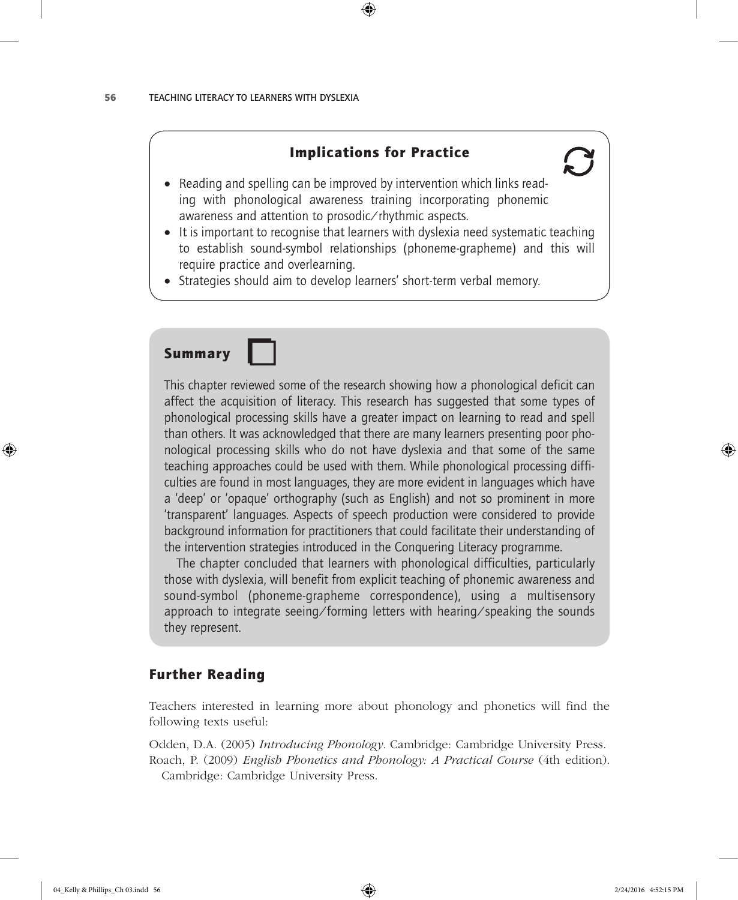## Implications for Practice

- Reading and spelling can be improved by intervention which links reading with phonological awareness training incorporating phonemic awareness and attention to prosodic/rhythmic aspects.
- It is important to recognise that learners with dyslexia need systematic teaching to establish sound-symbol relationships (phoneme-grapheme) and this will require practice and overlearning.
- Strategies should aim to develop learners' short-term verbal memory.

## Summary

This chapter reviewed some of the research showing how a phonological deficit can affect the acquisition of literacy. This research has suggested that some types of phonological processing skills have a greater impact on learning to read and spell than others. It was acknowledged that there are many learners presenting poor phonological processing skills who do not have dyslexia and that some of the same teaching approaches could be used with them. While phonological processing difficulties are found in most languages, they are more evident in languages which have a 'deep' or 'opaque' orthography (such as English) and not so prominent in more 'transparent' languages. Aspects of speech production were considered to provide background information for practitioners that could facilitate their understanding of the intervention strategies introduced in the Conquering Literacy programme.

The chapter concluded that learners with phonological difficulties, particularly those with dyslexia, will benefit from explicit teaching of phonemic awareness and sound-symbol (phoneme-grapheme correspondence), using a multisensory approach to integrate seeing/forming letters with hearing/speaking the sounds they represent.

## Further Reading

Teachers interested in learning more about phonology and phonetics will find the following texts useful:

Odden, D.A. (2005) *Introducing Phonology*. Cambridge: Cambridge University Press.
Roach, P. (2009) *English Phonetics and Phonology: A Practical Course* (4th edition). Cambridge: Cambridge University Press.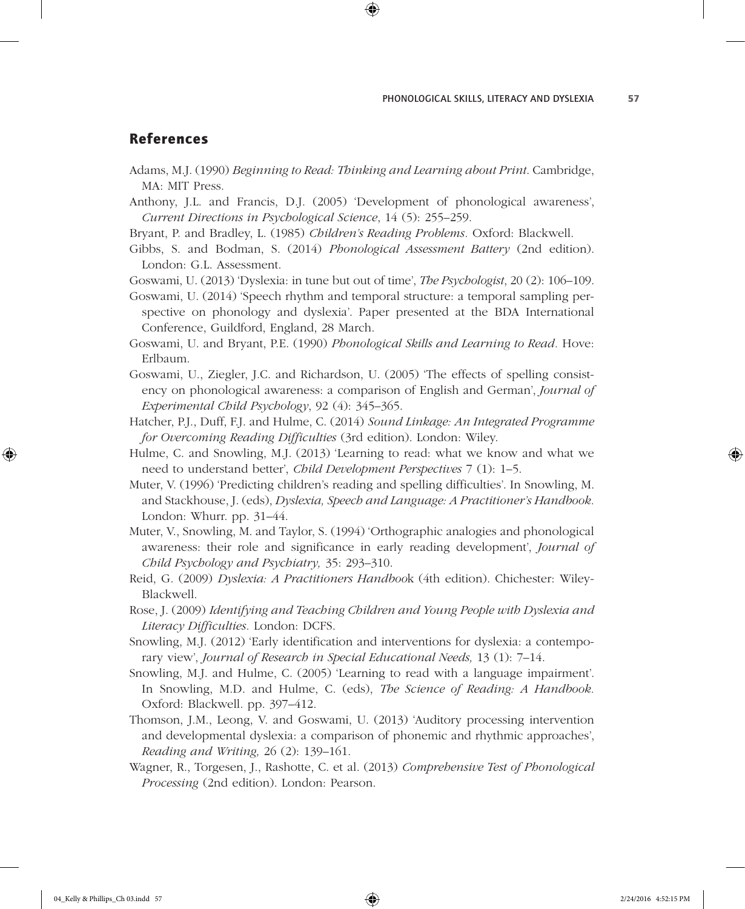## References

Adams, M.J. (1990) *Beginning to Read: Thinking and Learning about Print*. Cambridge, MA: MIT Press.

Anthony, J.L. and Francis, D.J. (2005) 'Development of phonological awareness', *Current Directions in Psychological Science*, 14 (5): 255–259.

Bryant, P. and Bradley, L. (1985) *Children's Reading Problems*. Oxford: Blackwell.

Gibbs, S. and Bodman, S. (2014) *Phonological Assessment Battery* (2nd edition). London: G.L. Assessment.

Goswami, U. (2013) 'Dyslexia: in tune but out of time', *The Psychologist*, 20 (2): 106–109.

Goswami, U. (2014) 'Speech rhythm and temporal structure: a temporal sampling perspective on phonology and dyslexia'. Paper presented at the BDA International Conference, Guildford, England, 28 March.

Goswami, U. and Bryant, P.E. (1990) *Phonological Skills and Learning to Read*. Hove: Erlbaum.

Goswami, U., Ziegler, J.C. and Richardson, U. (2005) 'The effects of spelling consistency on phonological awareness: a comparison of English and German', *Journal of Experimental Child Psychology*, 92 (4): 345–365.

Hatcher, P.J., Duff, F.J. and Hulme, C. (2014) *Sound Linkage: An Integrated Programme for Overcoming Reading Difficulties* (3rd edition). London: Wiley.

Hulme, C. and Snowling, M.J. (2013) 'Learning to read: what we know and what we need to understand better', *Child Development Perspectives* 7 (1): 1–5.

Muter, V. (1996) 'Predicting children's reading and spelling difficulties'. In Snowling, M. and Stackhouse, J. (eds), *Dyslexia, Speech and Language: A Practitioner's Handbook*. London: Whurr. pp. 31–44.

Muter, V., Snowling, M. and Taylor, S. (1994) 'Orthographic analogies and phonological awareness: their role and significance in early reading development', *Journal of Child Psychology and Psychiatry,* 35: 293–310.

Reid, G. (2009) *Dyslexia: A Practitioners Handboo*k (4th edition). Chichester: Wiley-Blackwell.

Rose, J. (2009) *Identifying and Teaching Children and Young People with Dyslexia and Literacy Difficulties*. London: DCFS.

Snowling, M.J. (2012) 'Early identification and interventions for dyslexia: a contemporary view', *Journal of Research in Special Educational Needs,* 13 (1): 7–14.

Snowling, M.J. and Hulme, C. (2005) 'Learning to read with a language impairment'. In Snowling, M.D. and Hulme, C. (eds), *The Science of Reading: A Handbook*. Oxford: Blackwell. pp. 397–412.

Thomson, J.M., Leong, V. and Goswami, U. (2013) 'Auditory processing intervention and developmental dyslexia: a comparison of phonemic and rhythmic approaches', *Reading and Writing,* 26 (2): 139–161.

Wagner, R., Torgesen, J., Rashotte, C. et al. (2013) *Comprehensive Test of Phonological Processing* (2nd edition). London: Pearson.